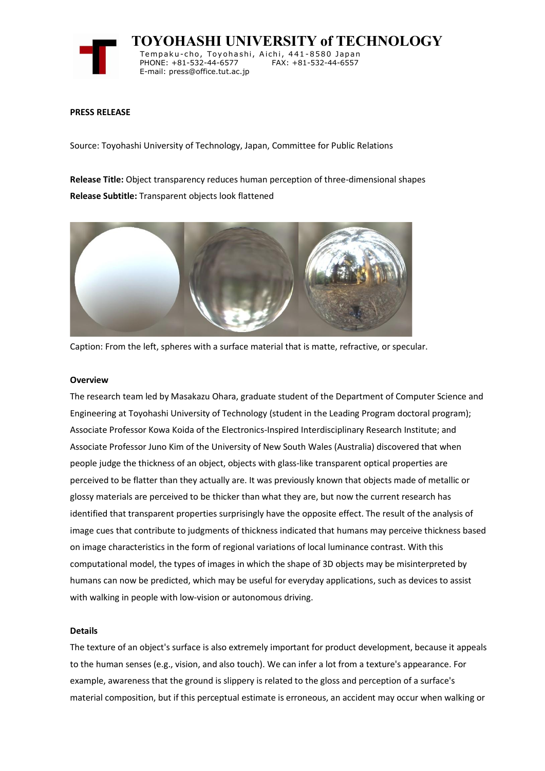**TOYOHASHI UNIVERSITY of TECHNOLOGY**
Tempaku-cho, Toyohashi, Aichi, 441-8580 Japan
PHONE: +81-532-44-6577 FAX: +81-532-44-6557
E-mail: press@office.tut.ac.jp

**PRESS RELEASE**

Source: Toyohashi University of Technology, Japan, Committee for Public Relations

**Release Title:** Object transparency reduces human perception of three-dimensional shapes
**Release Subtitle:** Transparent objects look flattened

Caption: From the left, spheres with a surface material that is matte, refractive, or specular.

**Overview**

The research team led by Masakazu Ohara, graduate student of the Department of Computer Science and Engineering at Toyohashi University of Technology (student in the Leading Program doctoral program); Associate Professor Kowa Koida of the Electronics-Inspired Interdisciplinary Research Institute; and Associate Professor Juno Kim of the University of New South Wales (Australia) discovered that when people judge the thickness of an object, objects with glass-like transparent optical properties are perceived to be flatter than they actually are. It was previously known that objects made of metallic or glossy materials are perceived to be thicker than what they are, but now the current research has identified that transparent properties surprisingly have the opposite effect. The result of the analysis of image cues that contribute to judgments of thickness indicated that humans may perceive thickness based on image characteristics in the form of regional variations of local luminance contrast. With this computational model, the types of images in which the shape of 3D objects may be misinterpreted by humans can now be predicted, which may be useful for everyday applications, such as devices to assist with walking in people with low-vision or autonomous driving.

**Details**

The texture of an object's surface is also extremely important for product development, because it appeals to the human senses (e.g., vision, and also touch). We can infer a lot from a texture's appearance. For example, awareness that the ground is slippery is related to the gloss and perception of a surface's material composition, but if this perceptual estimate is erroneous, an accident may occur when walking or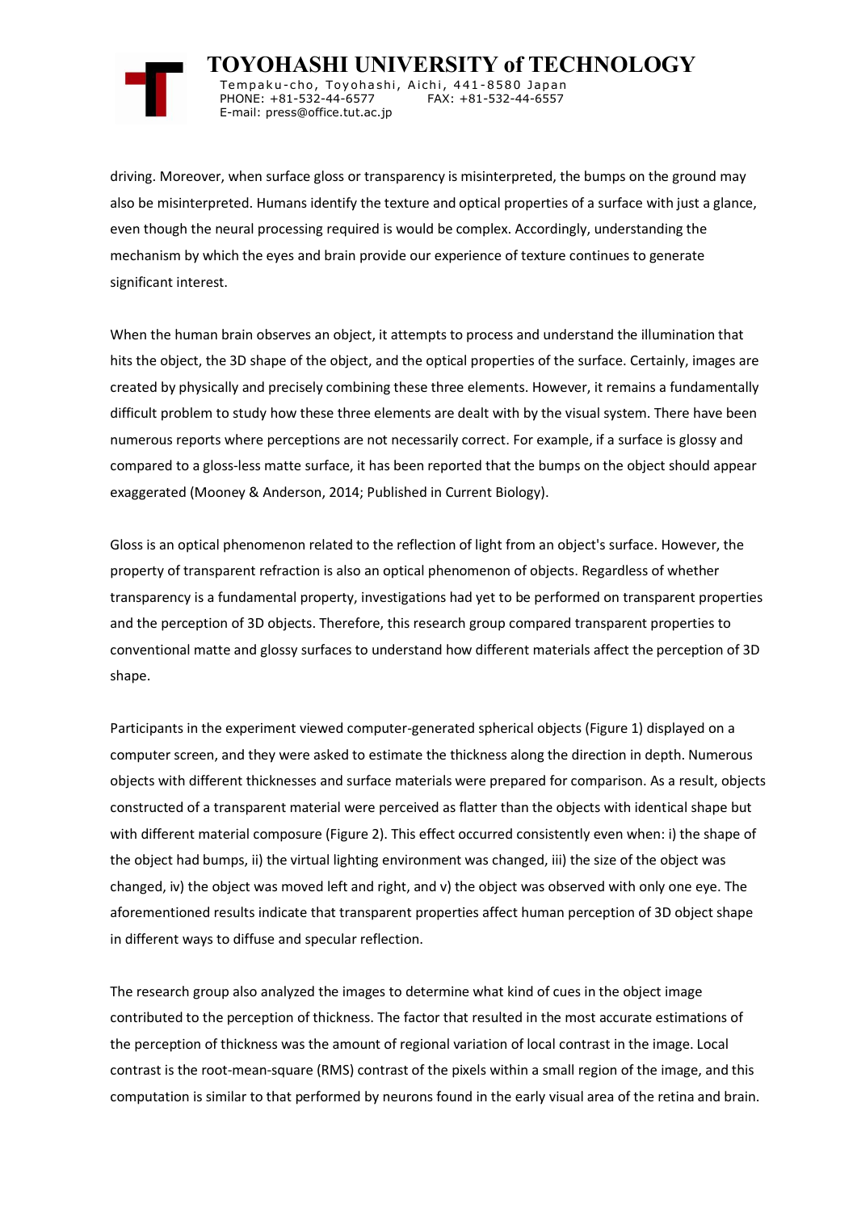driving. Moreover, when surface gloss or transparency is misinterpreted, the bumps on the ground may also be misinterpreted. Humans identify the texture and optical properties of a surface with just a glance, even though the neural processing required is would be complex. Accordingly, understanding the mechanism by which the eyes and brain provide our experience of texture continues to generate significant interest.

When the human brain observes an object, it attempts to process and understand the illumination that hits the object, the 3D shape of the object, and the optical properties of the surface. Certainly, images are created by physically and precisely combining these three elements. However, it remains a fundamentally difficult problem to study how these three elements are dealt with by the visual system. There have been numerous reports where perceptions are not necessarily correct. For example, if a surface is glossy and compared to a gloss-less matte surface, it has been reported that the bumps on the object should appear exaggerated (Mooney & Anderson, 2014; Published in Current Biology).

Gloss is an optical phenomenon related to the reflection of light from an object's surface. However, the property of transparent refraction is also an optical phenomenon of objects. Regardless of whether transparency is a fundamental property, investigations had yet to be performed on transparent properties and the perception of 3D objects. Therefore, this research group compared transparent properties to conventional matte and glossy surfaces to understand how different materials affect the perception of 3D shape.

Participants in the experiment viewed computer-generated spherical objects (Figure 1) displayed on a computer screen, and they were asked to estimate the thickness along the direction in depth. Numerous objects with different thicknesses and surface materials were prepared for comparison. As a result, objects constructed of a transparent material were perceived as flatter than the objects with identical shape but with different material composure (Figure 2). This effect occurred consistently even when: i) the shape of the object had bumps, ii) the virtual lighting environment was changed, iii) the size of the object was changed, iv) the object was moved left and right, and v) the object was observed with only one eye. The aforementioned results indicate that transparent properties affect human perception of 3D object shape in different ways to diffuse and specular reflection.

The research group also analyzed the images to determine what kind of cues in the object image contributed to the perception of thickness. The factor that resulted in the most accurate estimations of the perception of thickness was the amount of regional variation of local contrast in the image. Local contrast is the root-mean-square (RMS) contrast of the pixels within a small region of the image, and this computation is similar to that performed by neurons found in the early visual area of the retina and brain.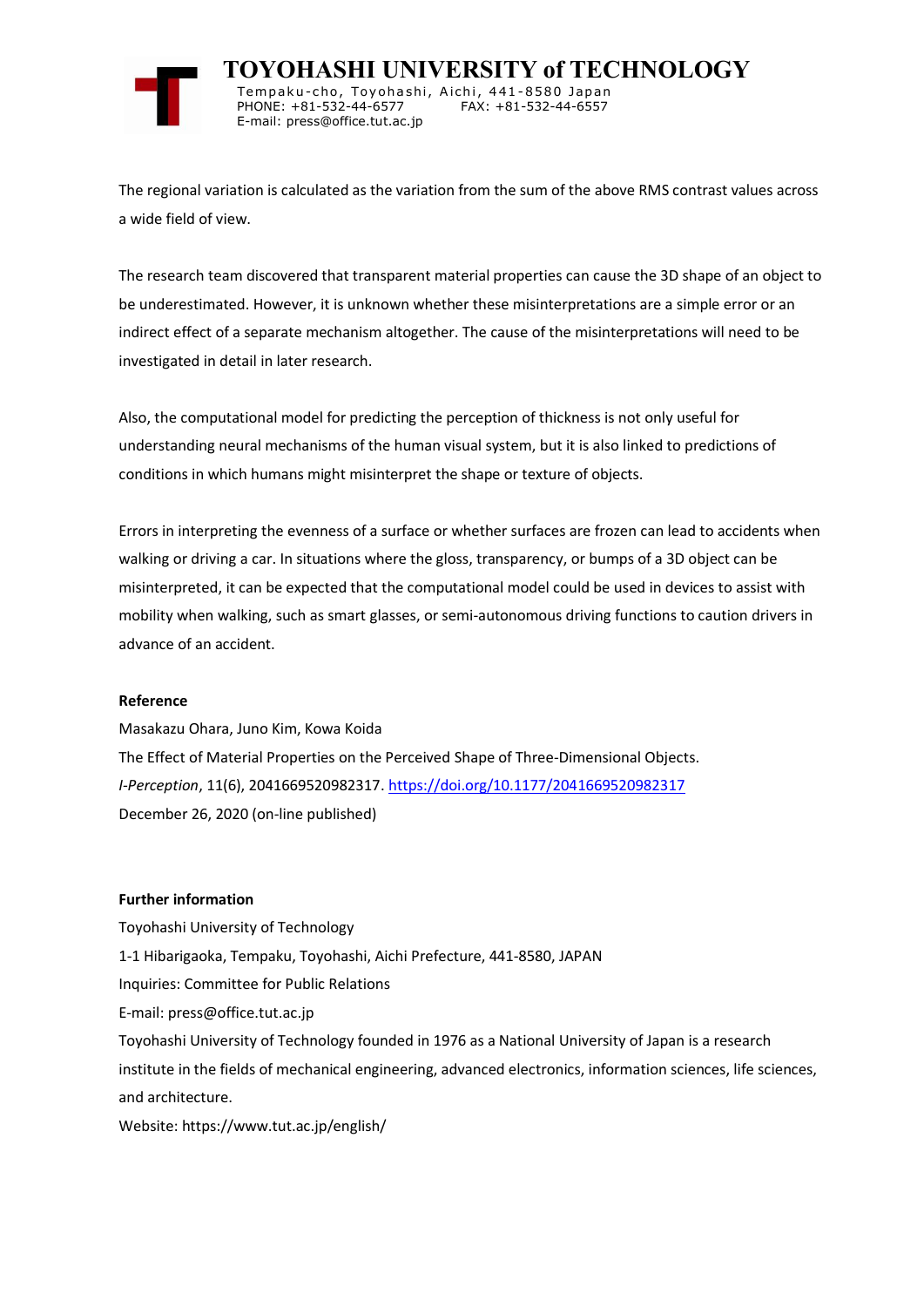The regional variation is calculated as the variation from the sum of the above RMS contrast values across a wide field of view.

The research team discovered that transparent material properties can cause the 3D shape of an object to be underestimated. However, it is unknown whether these misinterpretations are a simple error or an indirect effect of a separate mechanism altogether. The cause of the misinterpretations will need to be investigated in detail in later research.

Also, the computational model for predicting the perception of thickness is not only useful for understanding neural mechanisms of the human visual system, but it is also linked to predictions of conditions in which humans might misinterpret the shape or texture of objects.

Errors in interpreting the evenness of a surface or whether surfaces are frozen can lead to accidents when walking or driving a car. In situations where the gloss, transparency, or bumps of a 3D object can be misinterpreted, it can be expected that the computational model could be used in devices to assist with mobility when walking, such as smart glasses, or semi-autonomous driving functions to caution drivers in advance of an accident.

**Reference**

Masakazu Ohara, Juno Kim, Kowa Koida

The Effect of Material Properties on the Perceived Shape of Three-Dimensional Objects.

*I-Perception*, 11(6), 2041669520982317. https://doi.org/10.1177/2041669520982317

December 26, 2020 (on-line published)

**Further information**

Toyohashi University of Technology

1-1 Hibarigaoka, Tempaku, Toyohashi, Aichi Prefecture, 441-8580, JAPAN

Inquiries: Committee for Public Relations

E-mail: press@office.tut.ac.jp

Toyohashi University of Technology founded in 1976 as a National University of Japan is a research institute in the fields of mechanical engineering, advanced electronics, information sciences, life sciences, and architecture.

Website: https://www.tut.ac.jp/english/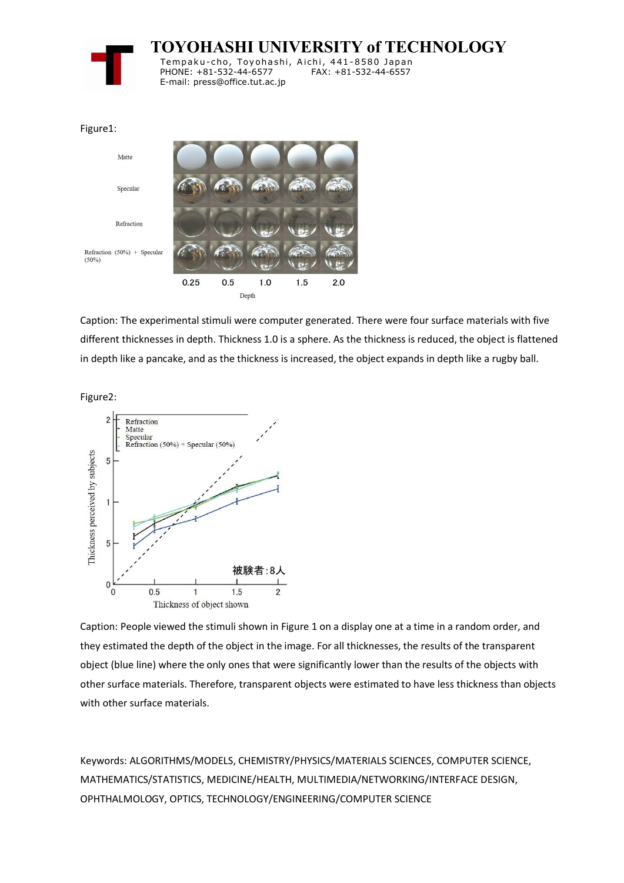Figure1:

Matte

Specular

Refraction

Refraction (50%) + Specular (50%)

0.25 0.5 1.0 1.5 2.0

Depth

Caption: The experimental stimuli were computer generated. There were four surface materials with five different thicknesses in depth. Thickness 1.0 is a sphere. As the thickness is reduced, the object is flattened in depth like a pancake, and as the thickness is increased, the object expands in depth like a rugby ball.

Figure2:

Refraction
Matte
Specular
Refraction (50%) + Specular (50%)

Thickness perceived by subjects

2
5
1
5
0

被験者：8人

0 0.5 1 1.5 2

Thickness of object shown

Caption: People viewed the stimuli shown in Figure 1 on a display one at a time in a random order, and they estimated the depth of the object in the image. For all thicknesses, the results of the transparent object (blue line) where the only ones that were significantly lower than the results of the objects with other surface materials. Therefore, transparent objects were estimated to have less thickness than objects with other surface materials.

Keywords: ALGORITHMS/MODELS, CHEMISTRY/PHYSICS/MATERIALS SCIENCES, COMPUTER SCIENCE, MATHEMATICS/STATISTICS, MEDICINE/HEALTH, MULTIMEDIA/NETWORKING/INTERFACE DESIGN, OPHTHALMOLOGY, OPTICS, TECHNOLOGY/ENGINEERING/COMPUTER SCIENCE